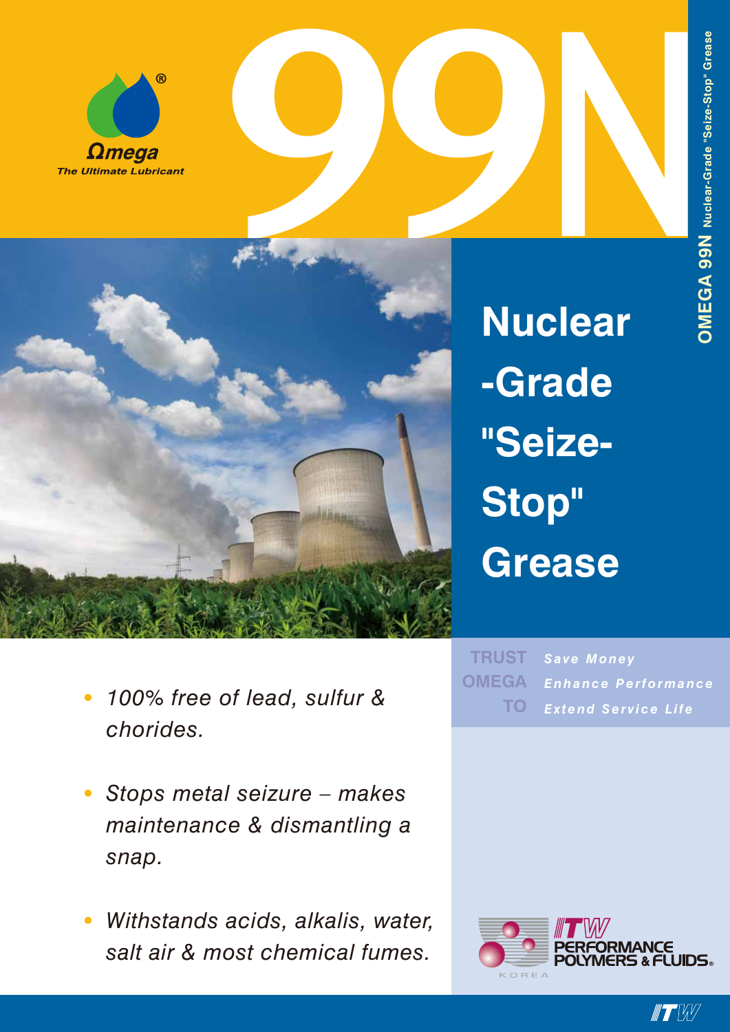Ωmega

The Ultimate Lubricant

# 99N

# Nuclear-Grade "Seize-Stop" Grease

OMEGA 99N Nuclear-Grade "Seize-Stop" Grease

- *100% free of lead, sulfur & chorides.*
- *Stops metal seizure – makes maintenance & dismantling a snap.*
- *Withstands acids, alkalis, water, salt air & most chemical fumes.*

TRUST OMEGA TO

***Save Money***

***Enhance Performance***

***Extend Service Life***

ITW PERFORMANCE POLYMERS & FLUIDS® KOREA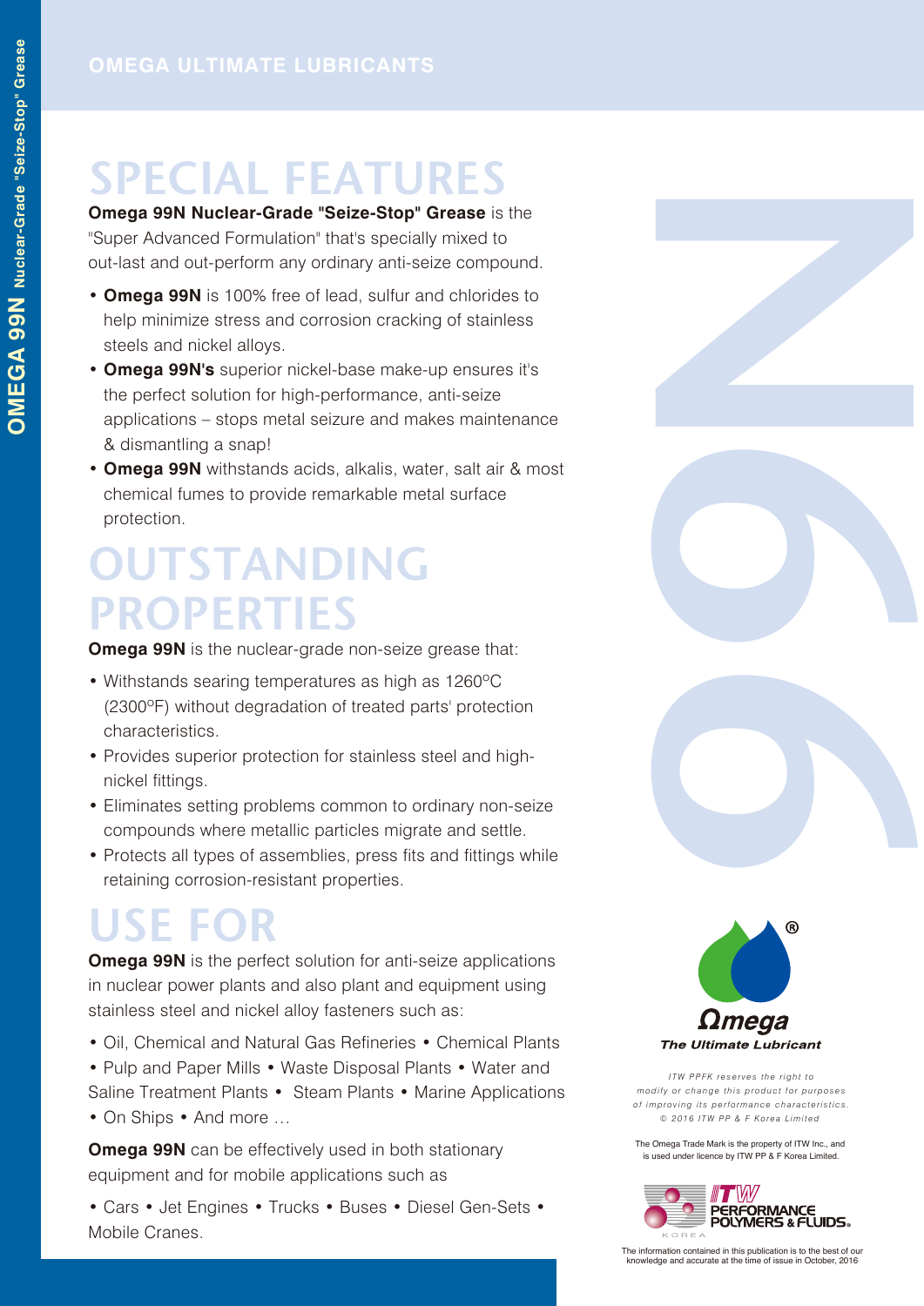# SPECIAL FEATURES

**Omega 99N Nuclear-Grade "Seize-Stop" Grease** is the "Super Advanced Formulation" that's specially mixed to out-last and out-perform any ordinary anti-seize compound.

- **Omega 99N** is 100% free of lead, sulfur and chlorides to help minimize stress and corrosion cracking of stainless steels and nickel alloys.
- **Omega 99N's** superior nickel-base make-up ensures it's the perfect solution for high-performance, anti-seize applications – stops metal seizure and makes maintenance & dismantling a snap!
- **Omega 99N** withstands acids, alkalis, water, salt air & most chemical fumes to provide remarkable metal surface protection.

# OUTSTANDING PROPERTIES

**Omega 99N** is the nuclear-grade non-seize grease that:

- Withstands searing temperatures as high as 1260°C (2300°F) without degradation of treated parts' protection characteristics.
- Provides superior protection for stainless steel and high-nickel fittings.
- Eliminates setting problems common to ordinary non-seize compounds where metallic particles migrate and settle.
- Protects all types of assemblies, press fits and fittings while retaining corrosion-resistant properties.

# USE FOR

**Omega 99N** is the perfect solution for anti-seize applications in nuclear power plants and also plant and equipment using stainless steel and nickel alloy fasteners such as:

• Oil, Chemical and Natural Gas Refineries • Chemical Plants • Pulp and Paper Mills • Waste Disposal Plants • Water and Saline Treatment Plants • Steam Plants • Marine Applications • On Ships • And more …

**Omega 99N** can be effectively used in both stationary equipment and for mobile applications such as

• Cars • Jet Engines • Trucks • Buses • Diesel Gen-Sets • Mobile Cranes.

Ωmega®
*The Ultimate Lubricant*

*ITW PPFK reserves the right to modify or change this product for purposes of improving its performance characteristics.*
*© 2016 ITW PP & F Korea Limited*

The Omega Trade Mark is the property of ITW Inc., and is used under licence by ITW PP & F Korea Limited.

ITW PERFORMANCE POLYMERS & FLUIDS. KOREA

The information contained in this publication is to the best of our knowledge and accurate at the time of issue in October, 2016